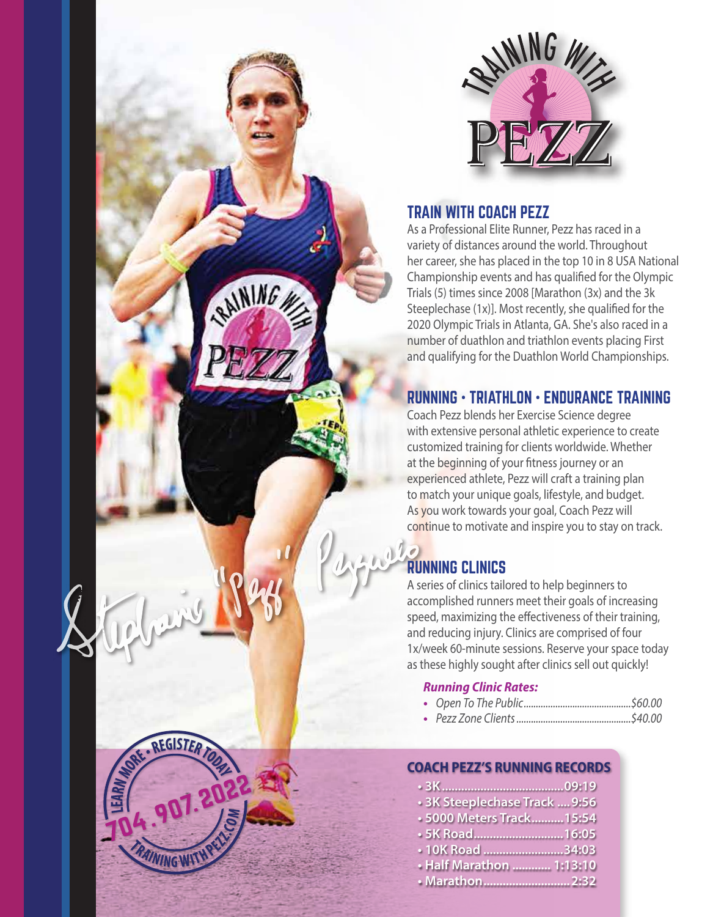# Training With PEZZ

## TRAIN WITH COACH PEZZ

As a Professional Elite Runner, Pezz has raced in a variety of distances around the world. Throughout her career, she has placed in the top 10 in 8 USA National Championship events and has qualified for the Olympic Trials (5) times since 2008 [Marathon (3x) and the 3k Steeplechase (1x)]. Most recently, she qualified for the 2020 Olympic Trials in Atlanta, GA. She's also raced in a number of duathlon and triathlon events placing First and qualifying for the Duathlon World Championships.

## RUNNING • TRIATHLON • ENDURANCE TRAINING

Coach Pezz blends her Exercise Science degree with extensive personal athletic experience to create customized training for clients worldwide. Whether at the beginning of your fitness journey or an experienced athlete, Pezz will craft a training plan to match your unique goals, lifestyle, and budget. As you work towards your goal, Coach Pezz will continue to motivate and inspire you to stay on track.

Stephanie "Pezz" Pezzullo

## RUNNING CLINICS

A series of clinics tailored to help beginners to accomplished runners meet their goals of increasing speed, maximizing the effectiveness of their training, and reducing injury. Clinics are comprised of four 1x/week 60-minute sessions. Reserve your space today as these highly sought after clinics sell out quickly!

***Running Clinic Rates:***

- *Open To The Public....................................$60.00*
- *Pezz Zone Clients......................................$40.00*

LEARN MORE • REGISTER TODAY
704.907.2022
TRAININGWITHPEZZ.COM

### COACH PEZZ'S RUNNING RECORDS

- **3K........................................09:19**
- **3K Steeplechase Track ....9:56**
- **5000 Meters Track..........15:54**
- **5K Road............................16:05**
- **10K Road .........................34:03**
- **Half Marathon ............ 1:13:10**
- **Marathon............................2:32**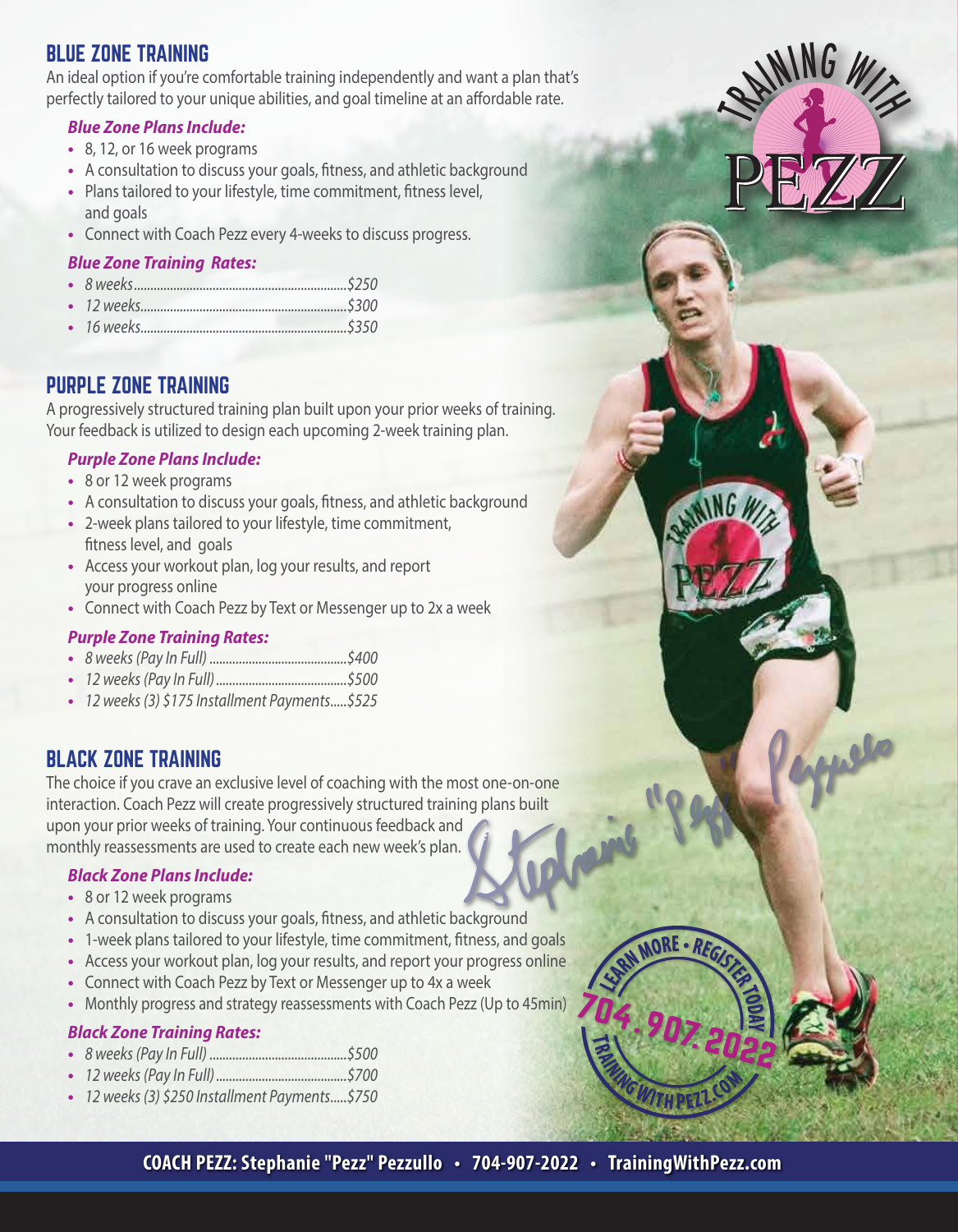## BLUE ZONE TRAINING

An ideal option if you're comfortable training independently and want a plan that's perfectly tailored to your unique abilities, and goal timeline at an affordable rate.

***Blue Zone Plans Include:***

- 8, 12, or 16 week programs
- A consultation to discuss your goals, fitness, and athletic background
- Plans tailored to your lifestyle, time commitment, fitness level, and goals
- Connect with Coach Pezz every 4-weeks to discuss progress.

***Blue Zone Training Rates:***

- *8 weeks.................................................................$250*
- *12 weeks..............................................................$300*
- *16 weeks..............................................................$350*

## PURPLE ZONE TRAINING

A progressively structured training plan built upon your prior weeks of training. Your feedback is utilized to design each upcoming 2-week training plan.

***Purple Zone Plans Include:***

- 8 or 12 week programs
- A consultation to discuss your goals, fitness, and athletic background
- 2-week plans tailored to your lifestyle, time commitment, fitness level, and goals
- Access your workout plan, log your results, and report your progress online
- Connect with Coach Pezz by Text or Messenger up to 2x a week

***Purple Zone Training Rates:***

- *8 weeks (Pay In Full)..........................................$400*
- *12 weeks (Pay In Full)........................................$500*
- *12 weeks (3) $175 Installment Payments.....$525*

## BLACK ZONE TRAINING

The choice if you crave an exclusive level of coaching with the most one-on-one interaction. Coach Pezz will create progressively structured training plans built upon your prior weeks of training. Your continuous feedback and monthly reassessments are used to create each new week's plan.

***Black Zone Plans Include:***

- 8 or 12 week programs
- A consultation to discuss your goals, fitness, and athletic background
- 1-week plans tailored to your lifestyle, time commitment, fitness, and goals
- Access your workout plan, log your results, and report your progress online
- Connect with Coach Pezz by Text or Messenger up to 4x a week
- Monthly progress and strategy reassessments with Coach Pezz (Up to 45min)

***Black Zone Training Rates:***

- *8 weeks (Pay In Full)..........................................$500*
- *12 weeks (Pay In Full)........................................$700*
- *12 weeks (3) $250 Installment Payments.....$750*

Training With Pezz

Stephanie "Pezz" Pezzullo

LEARN MORE • REGISTER TODAY
704.907.2022
TRAININGWITHPEZZ.COM

**COACH PEZZ: Stephanie "Pezz" Pezzullo • 704-907-2022 • TrainingWithPezz.com**